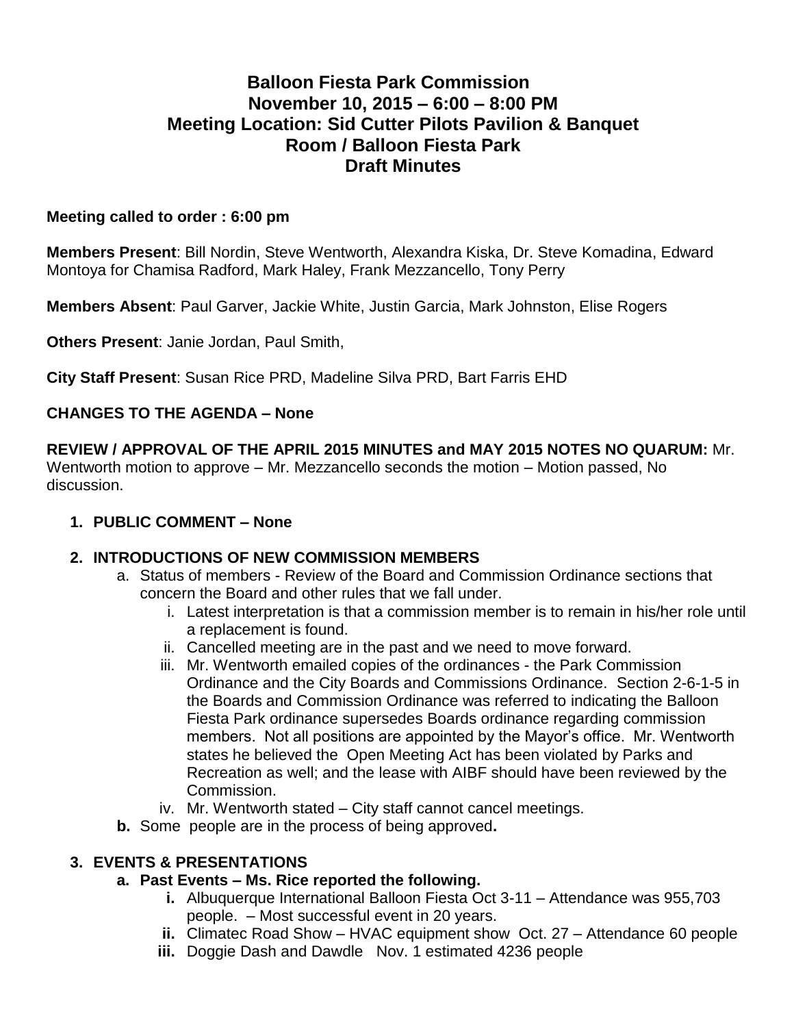# Balloon Fiesta Park Commission
## November 10, 2015 – 6:00 – 8:00 PM
## Meeting Location: Sid Cutter Pilots Pavilion & Banquet Room / Balloon Fiesta Park
## Draft Minutes

**Meeting called to order : 6:00 pm**

**Members Present**: Bill Nordin, Steve Wentworth, Alexandra Kiska, Dr. Steve Komadina, Edward Montoya for Chamisa Radford, Mark Haley, Frank Mezzancello, Tony Perry

**Members Absent**: Paul Garver, Jackie White, Justin Garcia, Mark Johnston, Elise Rogers

**Others Present**: Janie Jordan, Paul Smith,

**City Staff Present**: Susan Rice PRD, Madeline Silva PRD, Bart Farris EHD

**CHANGES TO THE AGENDA – None**

**REVIEW / APPROVAL OF THE APRIL 2015 MINUTES and MAY 2015 NOTES NO QUARUM:** Mr. Wentworth motion to approve – Mr. Mezzancello seconds the motion – Motion passed, No discussion.

1. **PUBLIC COMMENT – None**

2. **INTRODUCTIONS OF NEW COMMISSION MEMBERS**
   a. Status of members - Review of the Board and Commission Ordinance sections that concern the Board and other rules that we fall under.
      i. Latest interpretation is that a commission member is to remain in his/her role until a replacement is found.
      ii. Cancelled meeting are in the past and we need to move forward.
      iii. Mr. Wentworth emailed copies of the ordinances - the Park Commission Ordinance and the City Boards and Commissions Ordinance. Section 2-6-1-5 in the Boards and Commission Ordinance was referred to indicating the Balloon Fiesta Park ordinance supersedes Boards ordinance regarding commission members. Not all positions are appointed by the Mayor's office. Mr. Wentworth states he believed the Open Meeting Act has been violated by Parks and Recreation as well; and the lease with AIBF should have been reviewed by the Commission.
      iv. Mr. Wentworth stated – City staff cannot cancel meetings.

   **b.** Some people are in the process of being approved**.**

3. **EVENTS & PRESENTATIONS**
   **a. Past Events – Ms. Rice reported the following.**
      **i.** Albuquerque International Balloon Fiesta Oct 3-11 – Attendance was 955,703 people. – Most successful event in 20 years.
      **ii.** Climatec Road Show – HVAC equipment show Oct. 27 – Attendance 60 people
      **iii.** Doggie Dash and Dawdle Nov. 1 estimated 4236 people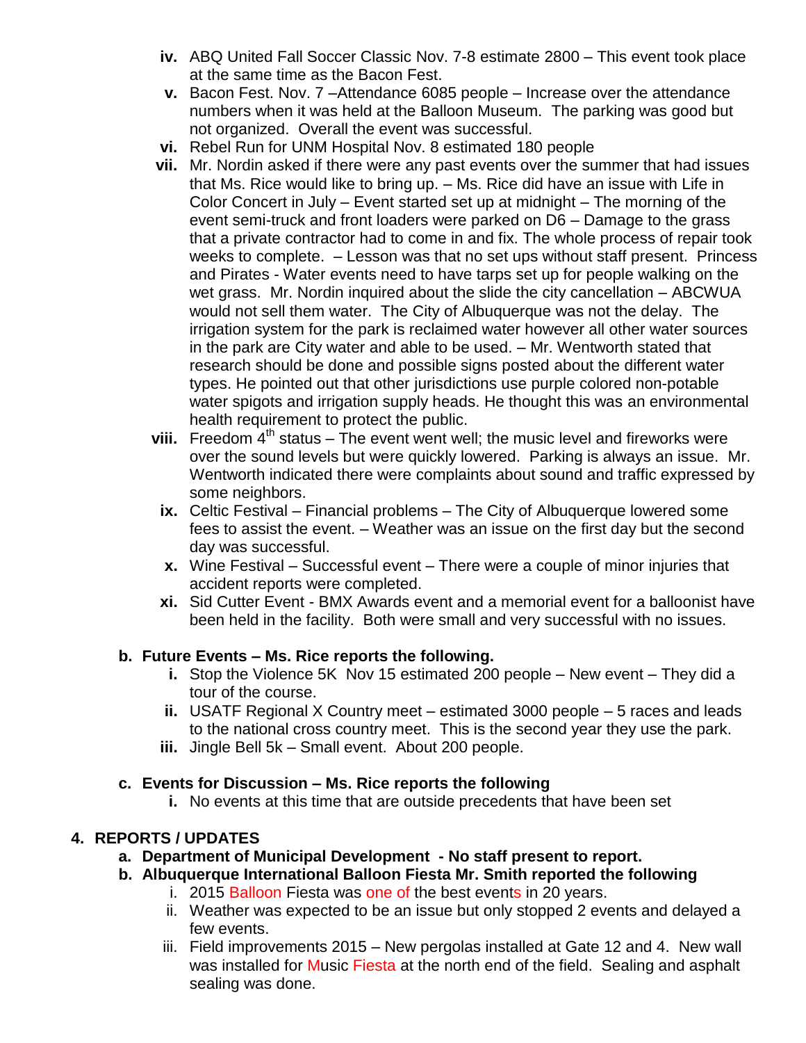- iv. ABQ United Fall Soccer Classic Nov. 7-8 estimate 2800 – This event took place at the same time as the Bacon Fest.
- v. Bacon Fest. Nov. 7 –Attendance 6085 people – Increase over the attendance numbers when it was held at the Balloon Museum. The parking was good but not organized. Overall the event was successful.
- vi. Rebel Run for UNM Hospital Nov. 8 estimated 180 people
- vii. Mr. Nordin asked if there were any past events over the summer that had issues that Ms. Rice would like to bring up. – Ms. Rice did have an issue with Life in Color Concert in July – Event started set up at midnight – The morning of the event semi-truck and front loaders were parked on D6 – Damage to the grass that a private contractor had to come in and fix. The whole process of repair took weeks to complete. – Lesson was that no set ups without staff present. Princess and Pirates - Water events need to have tarps set up for people walking on the wet grass. Mr. Nordin inquired about the slide the city cancellation – ABCWUA would not sell them water. The City of Albuquerque was not the delay. The irrigation system for the park is reclaimed water however all other water sources in the park are City water and able to be used. – Mr. Wentworth stated that research should be done and possible signs posted about the different water types. He pointed out that other jurisdictions use purple colored non-potable water spigots and irrigation supply heads. He thought this was an environmental health requirement to protect the public.
- viii. Freedom 4th status – The event went well; the music level and fireworks were over the sound levels but were quickly lowered. Parking is always an issue. Mr. Wentworth indicated there were complaints about sound and traffic expressed by some neighbors.
- ix. Celtic Festival – Financial problems – The City of Albuquerque lowered some fees to assist the event. – Weather was an issue on the first day but the second day was successful.
- x. Wine Festival – Successful event – There were a couple of minor injuries that accident reports were completed.
- xi. Sid Cutter Event - BMX Awards event and a memorial event for a balloonist have been held in the facility. Both were small and very successful with no issues.

**b. Future Events – Ms. Rice reports the following.**

- i. Stop the Violence 5K Nov 15 estimated 200 people – New event – They did a tour of the course.
- ii. USATF Regional X Country meet – estimated 3000 people – 5 races and leads to the national cross country meet. This is the second year they use the park.
- iii. Jingle Bell 5k – Small event. About 200 people.

**c. Events for Discussion – Ms. Rice reports the following**

- i. No events at this time that are outside precedents that have been set

## 4. REPORTS / UPDATES

**a. Department of Municipal Development - No staff present to report.**

**b. Albuquerque International Balloon Fiesta Mr. Smith reported the following**

- i. 2015 Balloon Fiesta was one of the best events in 20 years.
- ii. Weather was expected to be an issue but only stopped 2 events and delayed a few events.
- iii. Field improvements 2015 – New pergolas installed at Gate 12 and 4. New wall was installed for Music Fiesta at the north end of the field. Sealing and asphalt sealing was done.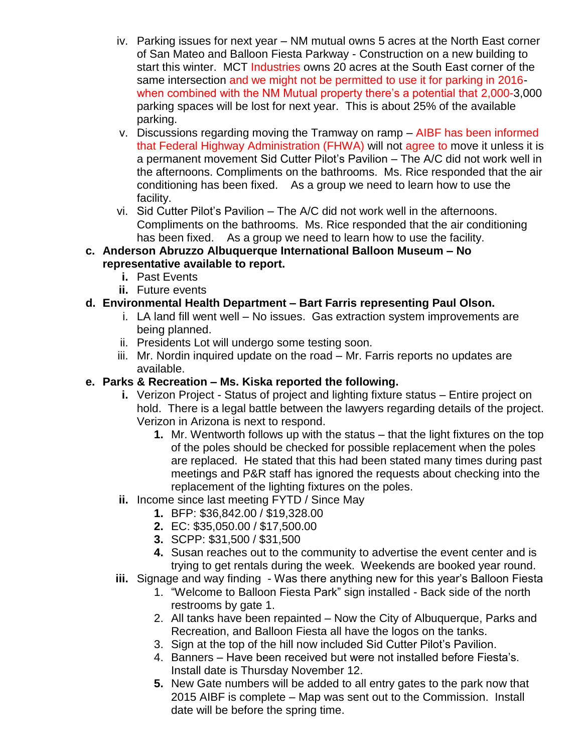iv. Parking issues for next year – NM mutual owns 5 acres at the North East corner of San Mateo and Balloon Fiesta Parkway - Construction on a new building to start this winter. MCT Industries owns 20 acres at the South East corner of the same intersection and we might not be permitted to use it for parking in 2016- when combined with the NM Mutual property there's a potential that 2,000-3,000 parking spaces will be lost for next year. This is about 25% of the available parking.

v. Discussions regarding moving the Tramway on ramp – AIBF has been informed that Federal Highway Administration (FHWA) will not agree to move it unless it is a permanent movement Sid Cutter Pilot's Pavilion – The A/C did not work well in the afternoons. Compliments on the bathrooms. Ms. Rice responded that the air conditioning has been fixed. As a group we need to learn how to use the facility.

vi. Sid Cutter Pilot's Pavilion – The A/C did not work well in the afternoons. Compliments on the bathrooms. Ms. Rice responded that the air conditioning has been fixed. As a group we need to learn how to use the facility.

**c. Anderson Abruzzo Albuquerque International Balloon Museum – No representative available to report.**

- **i.** Past Events
- **ii.** Future events

**d. Environmental Health Department – Bart Farris representing Paul Olson.**

- i. LA land fill went well – No issues. Gas extraction system improvements are being planned.
- ii. Presidents Lot will undergo some testing soon.
- iii. Mr. Nordin inquired update on the road – Mr. Farris reports no updates are available.

**e. Parks & Recreation – Ms. Kiska reported the following.**

**i.** Verizon Project - Status of project and lighting fixture status – Entire project on hold. There is a legal battle between the lawyers regarding details of the project. Verizon in Arizona is next to respond.

1. Mr. Wentworth follows up with the status – that the light fixtures on the top of the poles should be checked for possible replacement when the poles are replaced. He stated that this had been stated many times during past meetings and P&R staff has ignored the requests about checking into the replacement of the lighting fixtures on the poles.

**ii.** Income since last meeting FYTD / Since May

1. BFP: $36,842.00 / $19,328.00
2. EC: $35,050.00 / $17,500.00
3. SCPP: $31,500 / $31,500
4. Susan reaches out to the community to advertise the event center and is trying to get rentals during the week. Weekends are booked year round.

**iii.** Signage and way finding - Was there anything new for this year's Balloon Fiesta

1. "Welcome to Balloon Fiesta Park" sign installed - Back side of the north restrooms by gate 1.
2. All tanks have been repainted – Now the City of Albuquerque, Parks and Recreation, and Balloon Fiesta all have the logos on the tanks.
3. Sign at the top of the hill now included Sid Cutter Pilot's Pavilion.
4. Banners – Have been received but were not installed before Fiesta's. Install date is Thursday November 12.
5. New Gate numbers will be added to all entry gates to the park now that 2015 AIBF is complete – Map was sent out to the Commission. Install date will be before the spring time.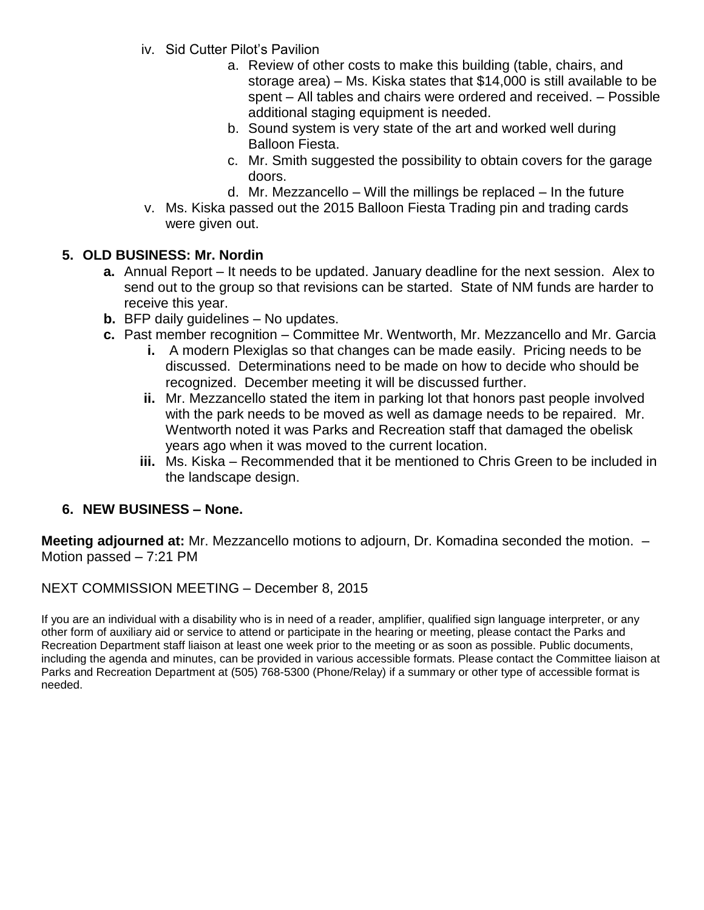iv. Sid Cutter Pilot's Pavilion
    a. Review of other costs to make this building (table, chairs, and storage area) – Ms. Kiska states that $14,000 is still available to be spent – All tables and chairs were ordered and received. – Possible additional staging equipment is needed.
    b. Sound system is very state of the art and worked well during Balloon Fiesta.
    c. Mr. Smith suggested the possibility to obtain covers for the garage doors.
    d. Mr. Mezzancello – Will the millings be replaced – In the future

v. Ms. Kiska passed out the 2015 Balloon Fiesta Trading pin and trading cards were given out.

**5. OLD BUSINESS: Mr. Nordin**

- **a.** Annual Report – It needs to be updated. January deadline for the next session. Alex to send out to the group so that revisions can be started. State of NM funds are harder to receive this year.
- **b.** BFP daily guidelines – No updates.
- **c.** Past member recognition – Committee Mr. Wentworth, Mr. Mezzancello and Mr. Garcia
    - **i.** A modern Plexiglas so that changes can be made easily. Pricing needs to be discussed. Determinations need to be made on how to decide who should be recognized. December meeting it will be discussed further.
    - **ii.** Mr. Mezzancello stated the item in parking lot that honors past people involved with the park needs to be moved as well as damage needs to be repaired. Mr. Wentworth noted it was Parks and Recreation staff that damaged the obelisk years ago when it was moved to the current location.
    - **iii.** Ms. Kiska – Recommended that it be mentioned to Chris Green to be included in the landscape design.

**6. NEW BUSINESS – None.**

**Meeting adjourned at:** Mr. Mezzancello motions to adjourn, Dr. Komadina seconded the motion. – Motion passed – 7:21 PM

NEXT COMMISSION MEETING – December 8, 2015

If you are an individual with a disability who is in need of a reader, amplifier, qualified sign language interpreter, or any other form of auxiliary aid or service to attend or participate in the hearing or meeting, please contact the Parks and Recreation Department staff liaison at least one week prior to the meeting or as soon as possible. Public documents, including the agenda and minutes, can be provided in various accessible formats. Please contact the Committee liaison at Parks and Recreation Department at (505) 768-5300 (Phone/Relay) if a summary or other type of accessible format is needed.